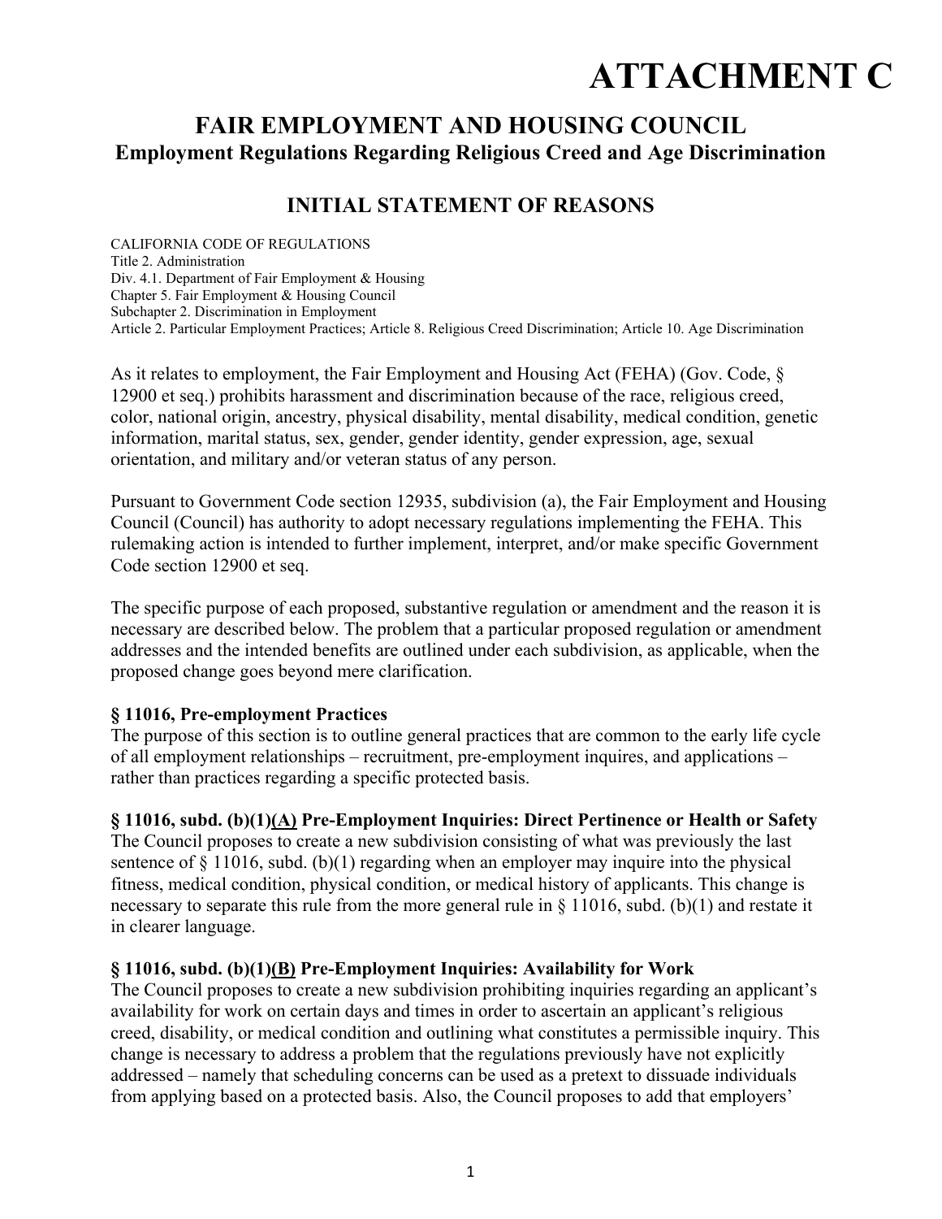# ATTACHMENT C

## FAIR EMPLOYMENT AND HOUSING COUNCIL
### Employment Regulations Regarding Religious Creed and Age Discrimination

## INITIAL STATEMENT OF REASONS

CALIFORNIA CODE OF REGULATIONS
Title 2. Administration
Div. 4.1. Department of Fair Employment & Housing
Chapter 5. Fair Employment & Housing Council
Subchapter 2. Discrimination in Employment
Article 2. Particular Employment Practices; Article 8. Religious Creed Discrimination; Article 10. Age Discrimination

As it relates to employment, the Fair Employment and Housing Act (FEHA) (Gov. Code, § 12900 et seq.) prohibits harassment and discrimination because of the race, religious creed, color, national origin, ancestry, physical disability, mental disability, medical condition, genetic information, marital status, sex, gender, gender identity, gender expression, age, sexual orientation, and military and/or veteran status of any person.

Pursuant to Government Code section 12935, subdivision (a), the Fair Employment and Housing Council (Council) has authority to adopt necessary regulations implementing the FEHA. This rulemaking action is intended to further implement, interpret, and/or make specific Government Code section 12900 et seq.

The specific purpose of each proposed, substantive regulation or amendment and the reason it is necessary are described below. The problem that a particular proposed regulation or amendment addresses and the intended benefits are outlined under each subdivision, as applicable, when the proposed change goes beyond mere clarification.

**§ 11016, Pre-employment Practices**
The purpose of this section is to outline general practices that are common to the early life cycle of all employment relationships – recruitment, pre-employment inquires, and applications – rather than practices regarding a specific protected basis.

**§ 11016, subd. (b)(1)<u>(A)</u> Pre-Employment Inquiries: Direct Pertinence or Health or Safety**
The Council proposes to create a new subdivision consisting of what was previously the last sentence of § 11016, subd. (b)(1) regarding when an employer may inquire into the physical fitness, medical condition, physical condition, or medical history of applicants. This change is necessary to separate this rule from the more general rule in § 11016, subd. (b)(1) and restate it in clearer language.

**§ 11016, subd. (b)(1)<u>(B)</u> Pre-Employment Inquiries: Availability for Work**
The Council proposes to create a new subdivision prohibiting inquiries regarding an applicant's availability for work on certain days and times in order to ascertain an applicant's religious creed, disability, or medical condition and outlining what constitutes a permissible inquiry. This change is necessary to address a problem that the regulations previously have not explicitly addressed – namely that scheduling concerns can be used as a pretext to dissuade individuals from applying based on a protected basis. Also, the Council proposes to add that employers'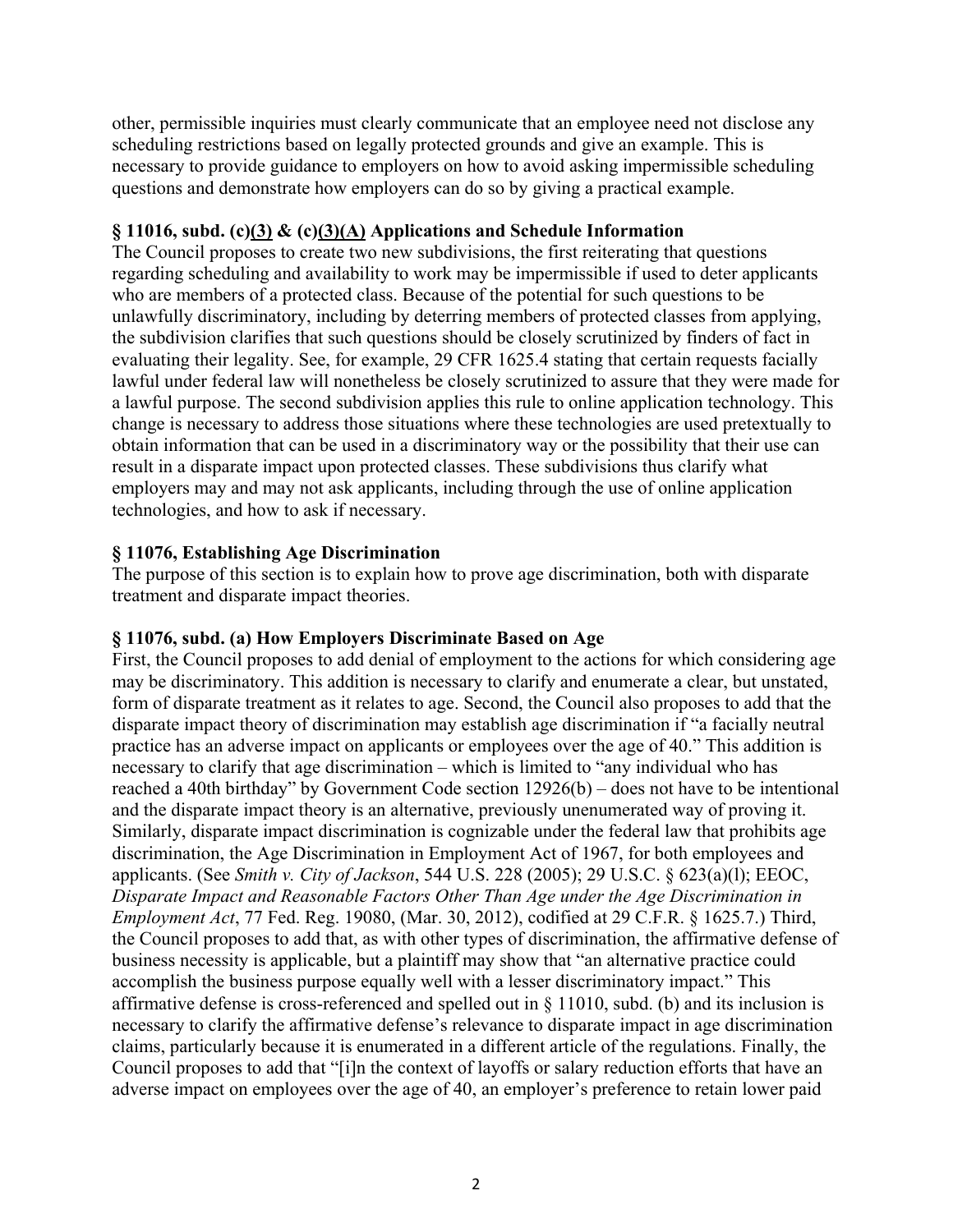other, permissible inquiries must clearly communicate that an employee need not disclose any scheduling restrictions based on legally protected grounds and give an example. This is necessary to provide guidance to employers on how to avoid asking impermissible scheduling questions and demonstrate how employers can do so by giving a practical example.

**§ 11016, subd. (c)(3) & (c)(3)(A) Applications and Schedule Information**

The Council proposes to create two new subdivisions, the first reiterating that questions regarding scheduling and availability to work may be impermissible if used to deter applicants who are members of a protected class. Because of the potential for such questions to be unlawfully discriminatory, including by deterring members of protected classes from applying, the subdivision clarifies that such questions should be closely scrutinized by finders of fact in evaluating their legality. See, for example, 29 CFR 1625.4 stating that certain requests facially lawful under federal law will nonetheless be closely scrutinized to assure that they were made for a lawful purpose. The second subdivision applies this rule to online application technology. This change is necessary to address those situations where these technologies are used pretextually to obtain information that can be used in a discriminatory way or the possibility that their use can result in a disparate impact upon protected classes. These subdivisions thus clarify what employers may and may not ask applicants, including through the use of online application technologies, and how to ask if necessary.

**§ 11076, Establishing Age Discrimination**

The purpose of this section is to explain how to prove age discrimination, both with disparate treatment and disparate impact theories.

**§ 11076, subd. (a) How Employers Discriminate Based on Age**

First, the Council proposes to add denial of employment to the actions for which considering age may be discriminatory. This addition is necessary to clarify and enumerate a clear, but unstated, form of disparate treatment as it relates to age. Second, the Council also proposes to add that the disparate impact theory of discrimination may establish age discrimination if "a facially neutral practice has an adverse impact on applicants or employees over the age of 40." This addition is necessary to clarify that age discrimination – which is limited to "any individual who has reached a 40th birthday" by Government Code section 12926(b) – does not have to be intentional and the disparate impact theory is an alternative, previously unenumerated way of proving it. Similarly, disparate impact discrimination is cognizable under the federal law that prohibits age discrimination, the Age Discrimination in Employment Act of 1967, for both employees and applicants. (See *Smith v. City of Jackson*, 544 U.S. 228 (2005); 29 U.S.C. § 623(a)(l); EEOC, *Disparate Impact and Reasonable Factors Other Than Age under the Age Discrimination in Employment Act*, 77 Fed. Reg. 19080, (Mar. 30, 2012), codified at 29 C.F.R. § 1625.7.) Third, the Council proposes to add that, as with other types of discrimination, the affirmative defense of business necessity is applicable, but a plaintiff may show that "an alternative practice could accomplish the business purpose equally well with a lesser discriminatory impact." This affirmative defense is cross-referenced and spelled out in § 11010, subd. (b) and its inclusion is necessary to clarify the affirmative defense's relevance to disparate impact in age discrimination claims, particularly because it is enumerated in a different article of the regulations. Finally, the Council proposes to add that "[i]n the context of layoffs or salary reduction efforts that have an adverse impact on employees over the age of 40, an employer's preference to retain lower paid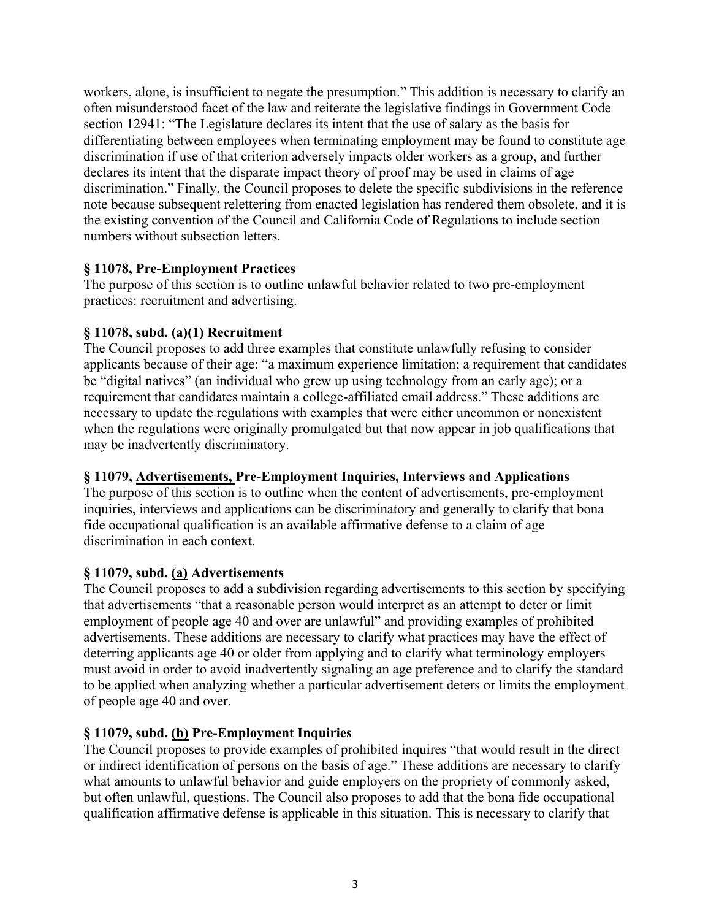workers, alone, is insufficient to negate the presumption." This addition is necessary to clarify an often misunderstood facet of the law and reiterate the legislative findings in Government Code section 12941: "The Legislature declares its intent that the use of salary as the basis for differentiating between employees when terminating employment may be found to constitute age discrimination if use of that criterion adversely impacts older workers as a group, and further declares its intent that the disparate impact theory of proof may be used in claims of age discrimination." Finally, the Council proposes to delete the specific subdivisions in the reference note because subsequent relettering from enacted legislation has rendered them obsolete, and it is the existing convention of the Council and California Code of Regulations to include section numbers without subsection letters.

**§ 11078, Pre-Employment Practices**

The purpose of this section is to outline unlawful behavior related to two pre-employment practices: recruitment and advertising.

**§ 11078, subd. (a)(1) Recruitment**

The Council proposes to add three examples that constitute unlawfully refusing to consider applicants because of their age: "a maximum experience limitation; a requirement that candidates be "digital natives" (an individual who grew up using technology from an early age); or a requirement that candidates maintain a college-affiliated email address." These additions are necessary to update the regulations with examples that were either uncommon or nonexistent when the regulations were originally promulgated but that now appear in job qualifications that may be inadvertently discriminatory.

**§ 11079, <u>Advertisements,</u> Pre-Employment Inquiries, Interviews and Applications**

The purpose of this section is to outline when the content of advertisements, pre-employment inquiries, interviews and applications can be discriminatory and generally to clarify that bona fide occupational qualification is an available affirmative defense to a claim of age discrimination in each context.

**§ 11079, subd. <u>(a)</u> Advertisements**

The Council proposes to add a subdivision regarding advertisements to this section by specifying that advertisements "that a reasonable person would interpret as an attempt to deter or limit employment of people age 40 and over are unlawful" and providing examples of prohibited advertisements. These additions are necessary to clarify what practices may have the effect of deterring applicants age 40 or older from applying and to clarify what terminology employers must avoid in order to avoid inadvertently signaling an age preference and to clarify the standard to be applied when analyzing whether a particular advertisement deters or limits the employment of people age 40 and over.

**§ 11079, subd. <u>(b)</u> Pre-Employment Inquiries**

The Council proposes to provide examples of prohibited inquires "that would result in the direct or indirect identification of persons on the basis of age." These additions are necessary to clarify what amounts to unlawful behavior and guide employers on the propriety of commonly asked, but often unlawful, questions. The Council also proposes to add that the bona fide occupational qualification affirmative defense is applicable in this situation. This is necessary to clarify that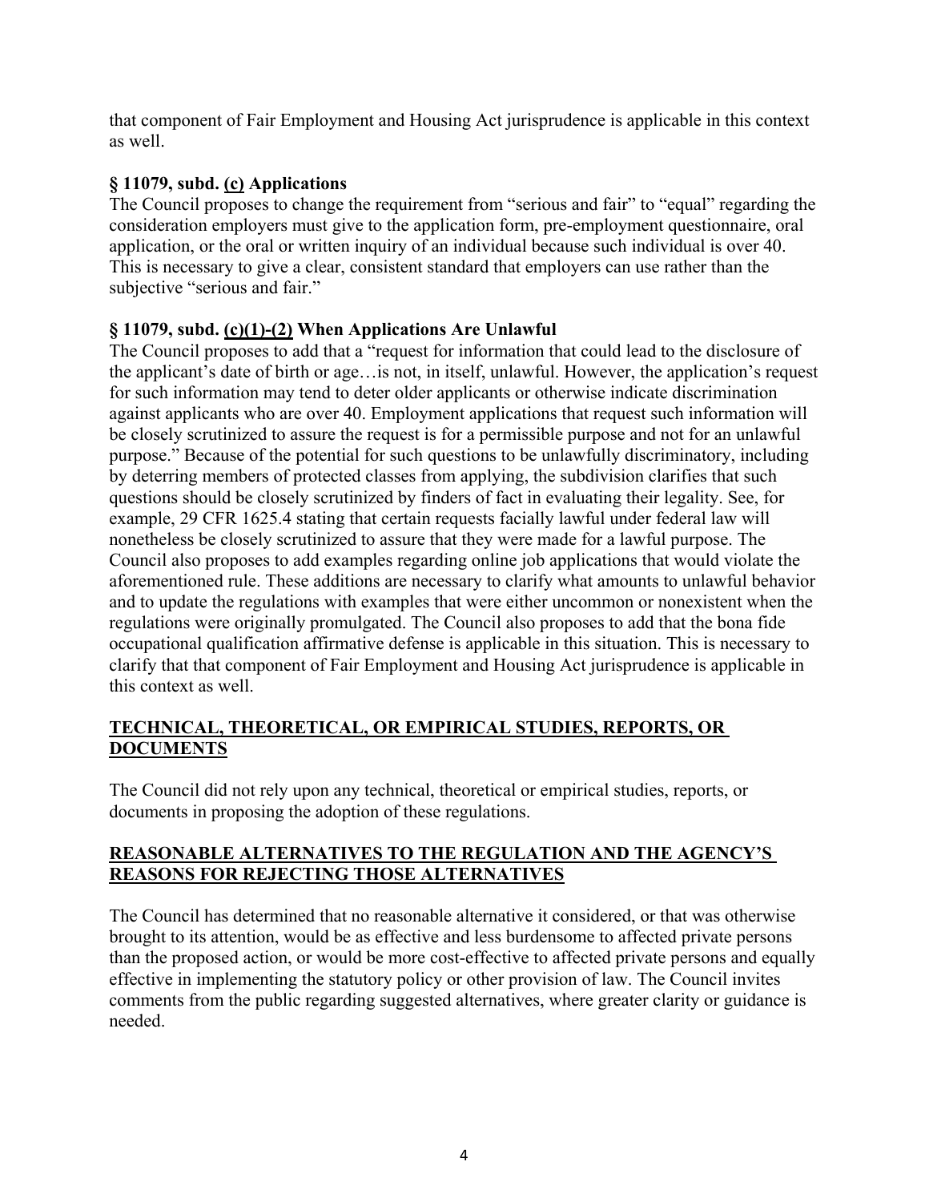that component of Fair Employment and Housing Act jurisprudence is applicable in this context as well.

**§ 11079, subd. (c) Applications**

The Council proposes to change the requirement from "serious and fair" to "equal" regarding the consideration employers must give to the application form, pre-employment questionnaire, oral application, or the oral or written inquiry of an individual because such individual is over 40. This is necessary to give a clear, consistent standard that employers can use rather than the subjective "serious and fair."

**§ 11079, subd. (c)(1)-(2) When Applications Are Unlawful**

The Council proposes to add that a "request for information that could lead to the disclosure of the applicant's date of birth or age…is not, in itself, unlawful. However, the application's request for such information may tend to deter older applicants or otherwise indicate discrimination against applicants who are over 40. Employment applications that request such information will be closely scrutinized to assure the request is for a permissible purpose and not for an unlawful purpose." Because of the potential for such questions to be unlawfully discriminatory, including by deterring members of protected classes from applying, the subdivision clarifies that such questions should be closely scrutinized by finders of fact in evaluating their legality. See, for example, 29 CFR 1625.4 stating that certain requests facially lawful under federal law will nonetheless be closely scrutinized to assure that they were made for a lawful purpose. The Council also proposes to add examples regarding online job applications that would violate the aforementioned rule. These additions are necessary to clarify what amounts to unlawful behavior and to update the regulations with examples that were either uncommon or nonexistent when the regulations were originally promulgated. The Council also proposes to add that the bona fide occupational qualification affirmative defense is applicable in this situation. This is necessary to clarify that that component of Fair Employment and Housing Act jurisprudence is applicable in this context as well.

## TECHNICAL, THEORETICAL, OR EMPIRICAL STUDIES, REPORTS, OR DOCUMENTS

The Council did not rely upon any technical, theoretical or empirical studies, reports, or documents in proposing the adoption of these regulations.

## REASONABLE ALTERNATIVES TO THE REGULATION AND THE AGENCY'S REASONS FOR REJECTING THOSE ALTERNATIVES

The Council has determined that no reasonable alternative it considered, or that was otherwise brought to its attention, would be as effective and less burdensome to affected private persons than the proposed action, or would be more cost-effective to affected private persons and equally effective in implementing the statutory policy or other provision of law. The Council invites comments from the public regarding suggested alternatives, where greater clarity or guidance is needed.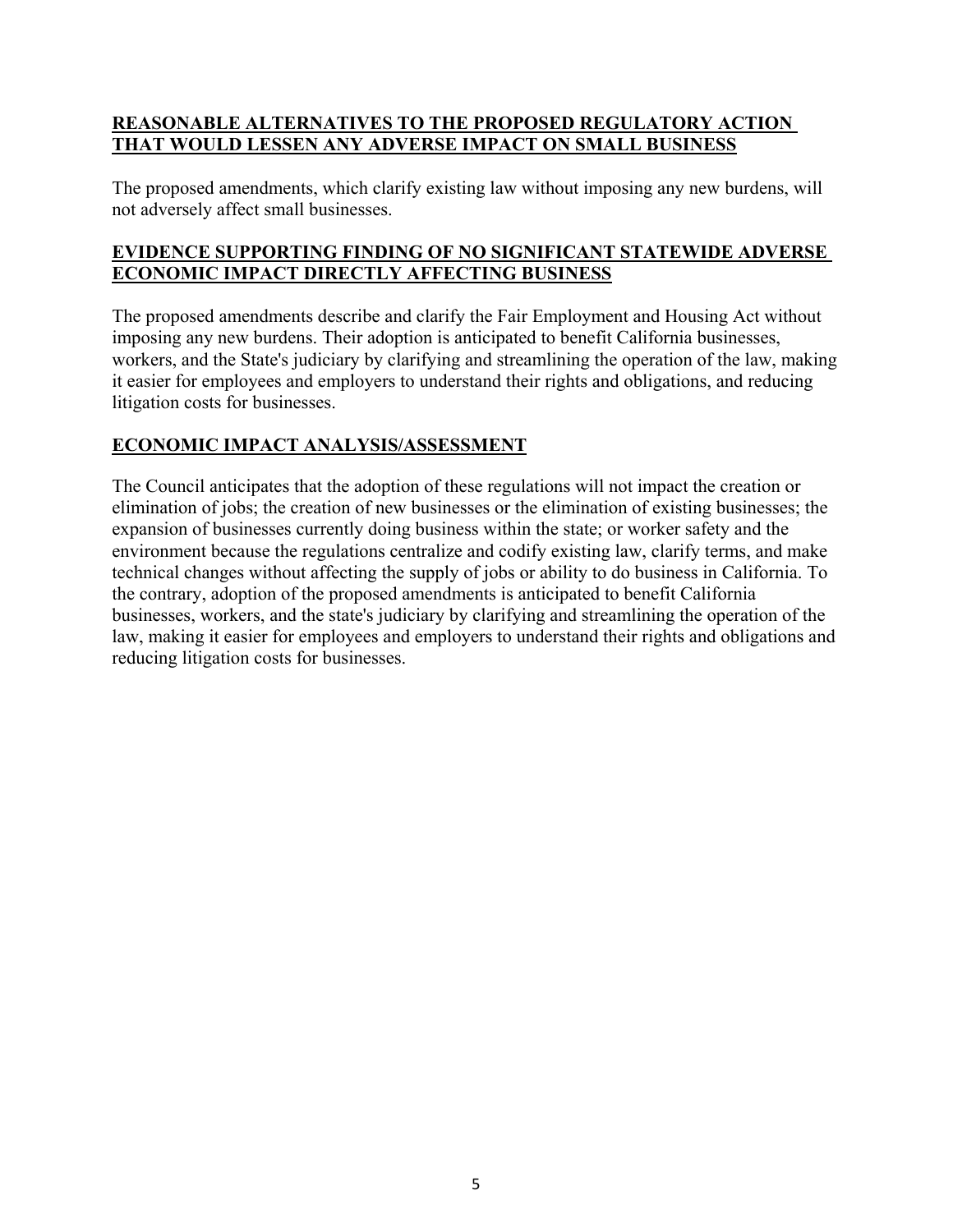## REASONABLE ALTERNATIVES TO THE PROPOSED REGULATORY ACTION THAT WOULD LESSEN ANY ADVERSE IMPACT ON SMALL BUSINESS

The proposed amendments, which clarify existing law without imposing any new burdens, will not adversely affect small businesses.

## EVIDENCE SUPPORTING FINDING OF NO SIGNIFICANT STATEWIDE ADVERSE ECONOMIC IMPACT DIRECTLY AFFECTING BUSINESS

The proposed amendments describe and clarify the Fair Employment and Housing Act without imposing any new burdens. Their adoption is anticipated to benefit California businesses, workers, and the State's judiciary by clarifying and streamlining the operation of the law, making it easier for employees and employers to understand their rights and obligations, and reducing litigation costs for businesses.

## ECONOMIC IMPACT ANALYSIS/ASSESSMENT

The Council anticipates that the adoption of these regulations will not impact the creation or elimination of jobs; the creation of new businesses or the elimination of existing businesses; the expansion of businesses currently doing business within the state; or worker safety and the environment because the regulations centralize and codify existing law, clarify terms, and make technical changes without affecting the supply of jobs or ability to do business in California. To the contrary, adoption of the proposed amendments is anticipated to benefit California businesses, workers, and the state's judiciary by clarifying and streamlining the operation of the law, making it easier for employees and employers to understand their rights and obligations and reducing litigation costs for businesses.